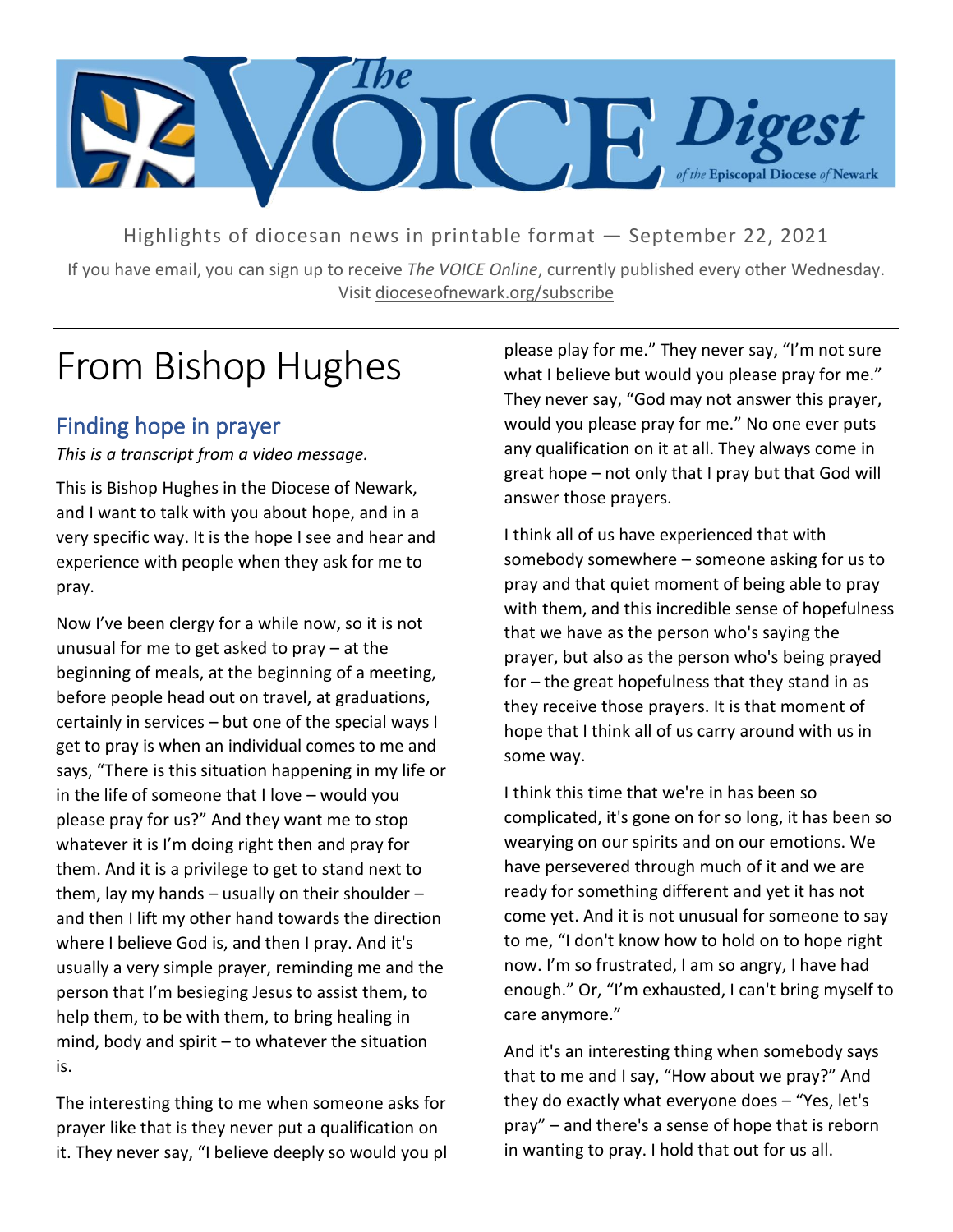# The VOICE Digest of the Episcopal Diocese of Newark

Highlights of diocesan news in printable format — September 22, 2021

If you have email, you can sign up to receive *The VOICE Online*, currently published every other Wednesday. Visit dioceseofnewark.org/subscribe

---

# From Bishop Hughes

## Finding hope in prayer

*This is a transcript from a video message.*

This is Bishop Hughes in the Diocese of Newark, and I want to talk with you about hope, and in a very specific way. It is the hope I see and hear and experience with people when they ask for me to pray.

Now I've been clergy for a while now, so it is not unusual for me to get asked to pray – at the beginning of meals, at the beginning of a meeting, before people head out on travel, at graduations, certainly in services – but one of the special ways I get to pray is when an individual comes to me and says, "There is this situation happening in my life or in the life of someone that I love – would you please pray for us?" And they want me to stop whatever it is I'm doing right then and pray for them. And it is a privilege to get to stand next to them, lay my hands – usually on their shoulder – and then I lift my other hand towards the direction where I believe God is, and then I pray. And it's usually a very simple prayer, reminding me and the person that I'm besieging Jesus to assist them, to help them, to be with them, to bring healing in mind, body and spirit – to whatever the situation is.

The interesting thing to me when someone asks for prayer like that is they never put a qualification on it. They never say, "I believe deeply so would you please play for me." They never say, "I'm not sure what I believe but would you please pray for me." They never say, "God may not answer this prayer, would you please pray for me." No one ever puts any qualification on it at all. They always come in great hope – not only that I pray but that God will answer those prayers.

I think all of us have experienced that with somebody somewhere – someone asking for us to pray and that quiet moment of being able to pray with them, and this incredible sense of hopefulness that we have as the person who's saying the prayer, but also as the person who's being prayed for – the great hopefulness that they stand in as they receive those prayers. It is that moment of hope that I think all of us carry around with us in some way.

I think this time that we're in has been so complicated, it's gone on for so long, it has been so wearying on our spirits and on our emotions. We have persevered through much of it and we are ready for something different and yet it has not come yet. And it is not unusual for someone to say to me, "I don't know how to hold on to hope right now. I'm so frustrated, I am so angry, I have had enough." Or, "I'm exhausted, I can't bring myself to care anymore."

And it's an interesting thing when somebody says that to me and I say, "How about we pray?" And they do exactly what everyone does – "Yes, let's pray" – and there's a sense of hope that is reborn in wanting to pray. I hold that out for us all.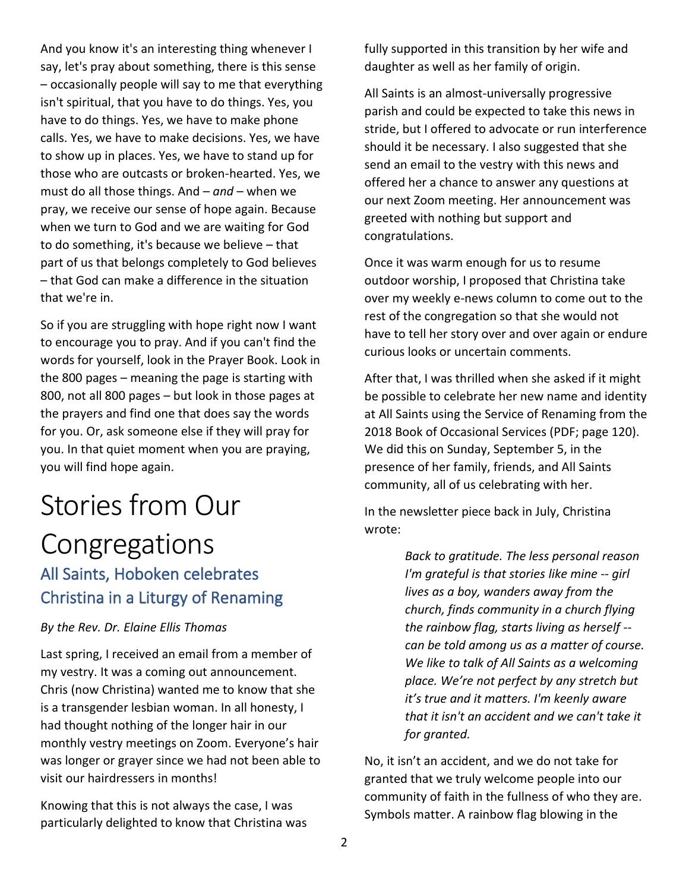And you know it's an interesting thing whenever I say, let's pray about something, there is this sense – occasionally people will say to me that everything isn't spiritual, that you have to do things. Yes, you have to do things. Yes, we have to make phone calls. Yes, we have to make decisions. Yes, we have to show up in places. Yes, we have to stand up for those who are outcasts or broken-hearted. Yes, we must do all those things. And – *and* – when we pray, we receive our sense of hope again. Because when we turn to God and we are waiting for God to do something, it's because we believe – that part of us that belongs completely to God believes – that God can make a difference in the situation that we're in.

So if you are struggling with hope right now I want to encourage you to pray. And if you can't find the words for yourself, look in the Prayer Book. Look in the 800 pages – meaning the page is starting with 800, not all 800 pages – but look in those pages at the prayers and find one that does say the words for you. Or, ask someone else if they will pray for you. In that quiet moment when you are praying, you will find hope again.

# Stories from Our Congregations

## All Saints, Hoboken celebrates Christina in a Liturgy of Renaming

*By the Rev. Dr. Elaine Ellis Thomas*

Last spring, I received an email from a member of my vestry. It was a coming out announcement. Chris (now Christina) wanted me to know that she is a transgender lesbian woman. In all honesty, I had thought nothing of the longer hair in our monthly vestry meetings on Zoom. Everyone's hair was longer or grayer since we had not been able to visit our hairdressers in months!

Knowing that this is not always the case, I was particularly delighted to know that Christina was fully supported in this transition by her wife and daughter as well as her family of origin.

All Saints is an almost-universally progressive parish and could be expected to take this news in stride, but I offered to advocate or run interference should it be necessary. I also suggested that she send an email to the vestry with this news and offered her a chance to answer any questions at our next Zoom meeting. Her announcement was greeted with nothing but support and congratulations.

Once it was warm enough for us to resume outdoor worship, I proposed that Christina take over my weekly e-news column to come out to the rest of the congregation so that she would not have to tell her story over and over again or endure curious looks or uncertain comments.

After that, I was thrilled when she asked if it might be possible to celebrate her new name and identity at All Saints using the Service of Renaming from the 2018 Book of Occasional Services (PDF; page 120). We did this on Sunday, September 5, in the presence of her family, friends, and All Saints community, all of us celebrating with her.

In the newsletter piece back in July, Christina wrote:

> *Back to gratitude. The less personal reason I'm grateful is that stories like mine -- girl lives as a boy, wanders away from the church, finds community in a church flying the rainbow flag, starts living as herself -- can be told among us as a matter of course. We like to talk of All Saints as a welcoming place. We're not perfect by any stretch but it's true and it matters. I'm keenly aware that it isn't an accident and we can't take it for granted.*

No, it isn't an accident, and we do not take for granted that we truly welcome people into our community of faith in the fullness of who they are. Symbols matter. A rainbow flag blowing in the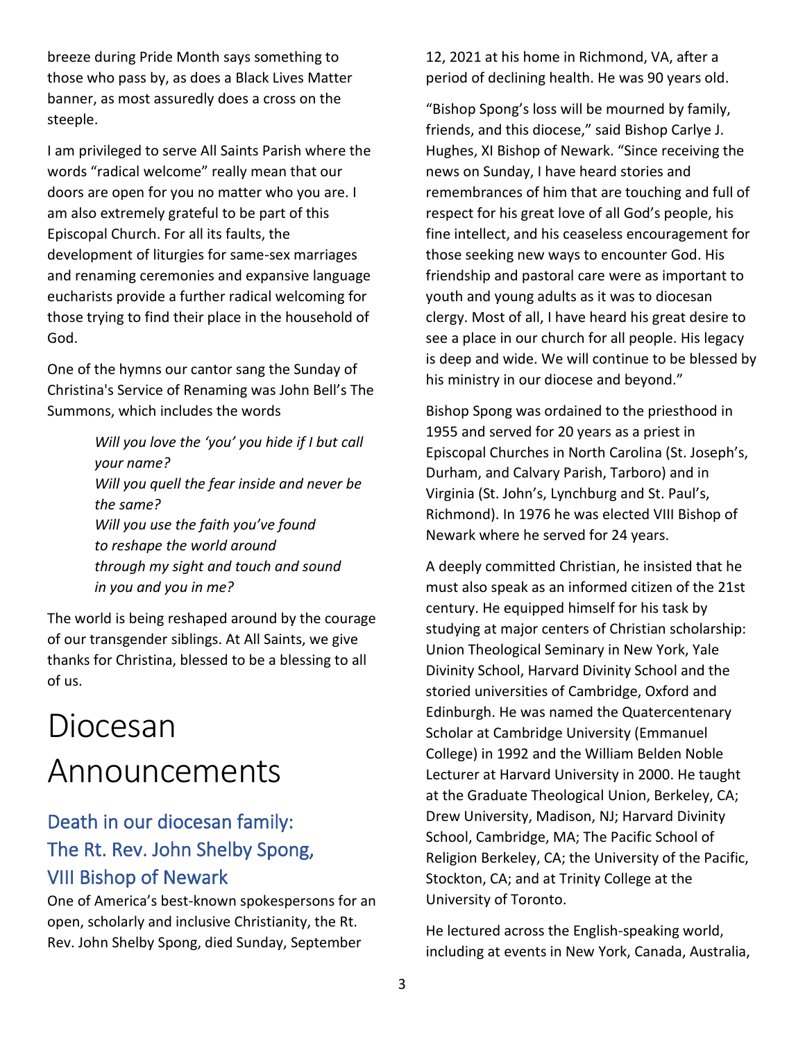breeze during Pride Month says something to those who pass by, as does a Black Lives Matter banner, as most assuredly does a cross on the steeple.

I am privileged to serve All Saints Parish where the words "radical welcome" really mean that our doors are open for you no matter who you are. I am also extremely grateful to be part of this Episcopal Church. For all its faults, the development of liturgies for same-sex marriages and renaming ceremonies and expansive language eucharists provide a further radical welcoming for those trying to find their place in the household of God.

One of the hymns our cantor sang the Sunday of Christina's Service of Renaming was John Bell's The Summons, which includes the words

> *Will you love the 'you' you hide if I but call your name?*
> *Will you quell the fear inside and never be the same?*
> *Will you use the faith you've found*
> *to reshape the world around*
> *through my sight and touch and sound*
> *in you and you in me?*

The world is being reshaped around by the courage of our transgender siblings. At All Saints, we give thanks for Christina, blessed to be a blessing to all of us.

# Diocesan Announcements

## Death in our diocesan family: The Rt. Rev. John Shelby Spong, VIII Bishop of Newark

One of America's best-known spokespersons for an open, scholarly and inclusive Christianity, the Rt. Rev. John Shelby Spong, died Sunday, September 12, 2021 at his home in Richmond, VA, after a period of declining health. He was 90 years old.

"Bishop Spong's loss will be mourned by family, friends, and this diocese," said Bishop Carlye J. Hughes, XI Bishop of Newark. "Since receiving the news on Sunday, I have heard stories and remembrances of him that are touching and full of respect for his great love of all God's people, his fine intellect, and his ceaseless encouragement for those seeking new ways to encounter God. His friendship and pastoral care were as important to youth and young adults as it was to diocesan clergy. Most of all, I have heard his great desire to see a place in our church for all people. His legacy is deep and wide. We will continue to be blessed by his ministry in our diocese and beyond."

Bishop Spong was ordained to the priesthood in 1955 and served for 20 years as a priest in Episcopal Churches in North Carolina (St. Joseph's, Durham, and Calvary Parish, Tarboro) and in Virginia (St. John's, Lynchburg and St. Paul's, Richmond). In 1976 he was elected VIII Bishop of Newark where he served for 24 years.

A deeply committed Christian, he insisted that he must also speak as an informed citizen of the 21st century. He equipped himself for his task by studying at major centers of Christian scholarship: Union Theological Seminary in New York, Yale Divinity School, Harvard Divinity School and the storied universities of Cambridge, Oxford and Edinburgh. He was named the Quatercentenary Scholar at Cambridge University (Emmanuel College) in 1992 and the William Belden Noble Lecturer at Harvard University in 2000. He taught at the Graduate Theological Union, Berkeley, CA; Drew University, Madison, NJ; Harvard Divinity School, Cambridge, MA; The Pacific School of Religion Berkeley, CA; the University of the Pacific, Stockton, CA; and at Trinity College at the University of Toronto.

He lectured across the English-speaking world, including at events in New York, Canada, Australia,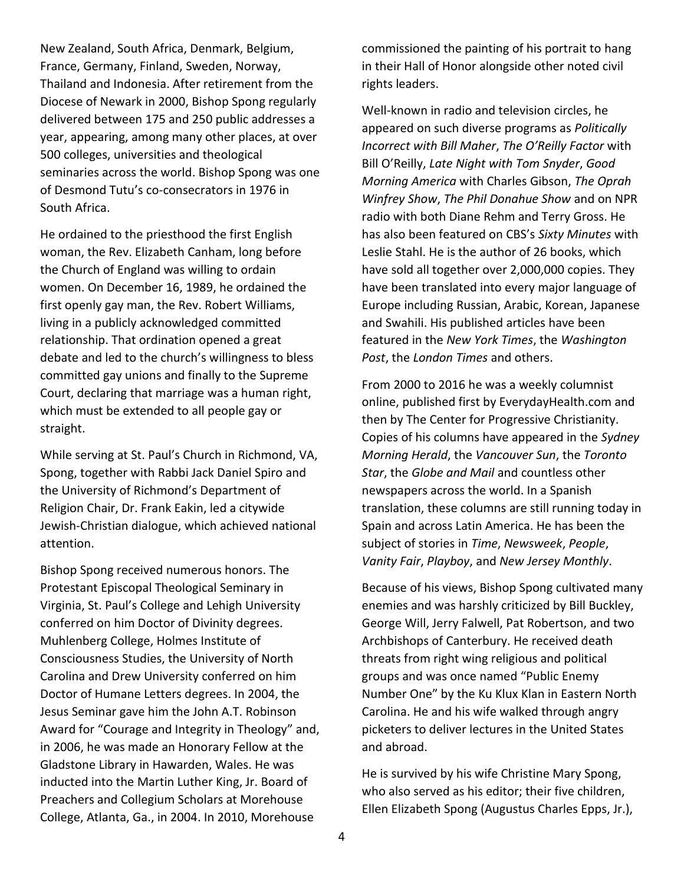New Zealand, South Africa, Denmark, Belgium, France, Germany, Finland, Sweden, Norway, Thailand and Indonesia. After retirement from the Diocese of Newark in 2000, Bishop Spong regularly delivered between 175 and 250 public addresses a year, appearing, among many other places, at over 500 colleges, universities and theological seminaries across the world. Bishop Spong was one of Desmond Tutu's co-consecrators in 1976 in South Africa.

He ordained to the priesthood the first English woman, the Rev. Elizabeth Canham, long before the Church of England was willing to ordain women. On December 16, 1989, he ordained the first openly gay man, the Rev. Robert Williams, living in a publicly acknowledged committed relationship. That ordination opened a great debate and led to the church's willingness to bless committed gay unions and finally to the Supreme Court, declaring that marriage was a human right, which must be extended to all people gay or straight.

While serving at St. Paul's Church in Richmond, VA, Spong, together with Rabbi Jack Daniel Spiro and the University of Richmond's Department of Religion Chair, Dr. Frank Eakin, led a citywide Jewish-Christian dialogue, which achieved national attention.

Bishop Spong received numerous honors. The Protestant Episcopal Theological Seminary in Virginia, St. Paul's College and Lehigh University conferred on him Doctor of Divinity degrees. Muhlenberg College, Holmes Institute of Consciousness Studies, the University of North Carolina and Drew University conferred on him Doctor of Humane Letters degrees. In 2004, the Jesus Seminar gave him the John A.T. Robinson Award for "Courage and Integrity in Theology" and, in 2006, he was made an Honorary Fellow at the Gladstone Library in Hawarden, Wales. He was inducted into the Martin Luther King, Jr. Board of Preachers and Collegium Scholars at Morehouse College, Atlanta, Ga., in 2004. In 2010, Morehouse commissioned the painting of his portrait to hang in their Hall of Honor alongside other noted civil rights leaders.

Well-known in radio and television circles, he appeared on such diverse programs as *Politically Incorrect with Bill Maher*, *The O'Reilly Factor* with Bill O'Reilly, *Late Night with Tom Snyder*, *Good Morning America* with Charles Gibson, *The Oprah Winfrey Show*, *The Phil Donahue Show* and on NPR radio with both Diane Rehm and Terry Gross. He has also been featured on CBS's *Sixty Minutes* with Leslie Stahl. He is the author of 26 books, which have sold all together over 2,000,000 copies. They have been translated into every major language of Europe including Russian, Arabic, Korean, Japanese and Swahili. His published articles have been featured in the *New York Times*, the *Washington Post*, the *London Times* and others.

From 2000 to 2016 he was a weekly columnist online, published first by EverydayHealth.com and then by The Center for Progressive Christianity. Copies of his columns have appeared in the *Sydney Morning Herald*, the *Vancouver Sun*, the *Toronto Star*, the *Globe and Mail* and countless other newspapers across the world. In a Spanish translation, these columns are still running today in Spain and across Latin America. He has been the subject of stories in *Time*, *Newsweek*, *People*, *Vanity Fair*, *Playboy*, and *New Jersey Monthly*.

Because of his views, Bishop Spong cultivated many enemies and was harshly criticized by Bill Buckley, George Will, Jerry Falwell, Pat Robertson, and two Archbishops of Canterbury. He received death threats from right wing religious and political groups and was once named "Public Enemy Number One" by the Ku Klux Klan in Eastern North Carolina. He and his wife walked through angry picketers to deliver lectures in the United States and abroad.

He is survived by his wife Christine Mary Spong, who also served as his editor; their five children, Ellen Elizabeth Spong (Augustus Charles Epps, Jr.),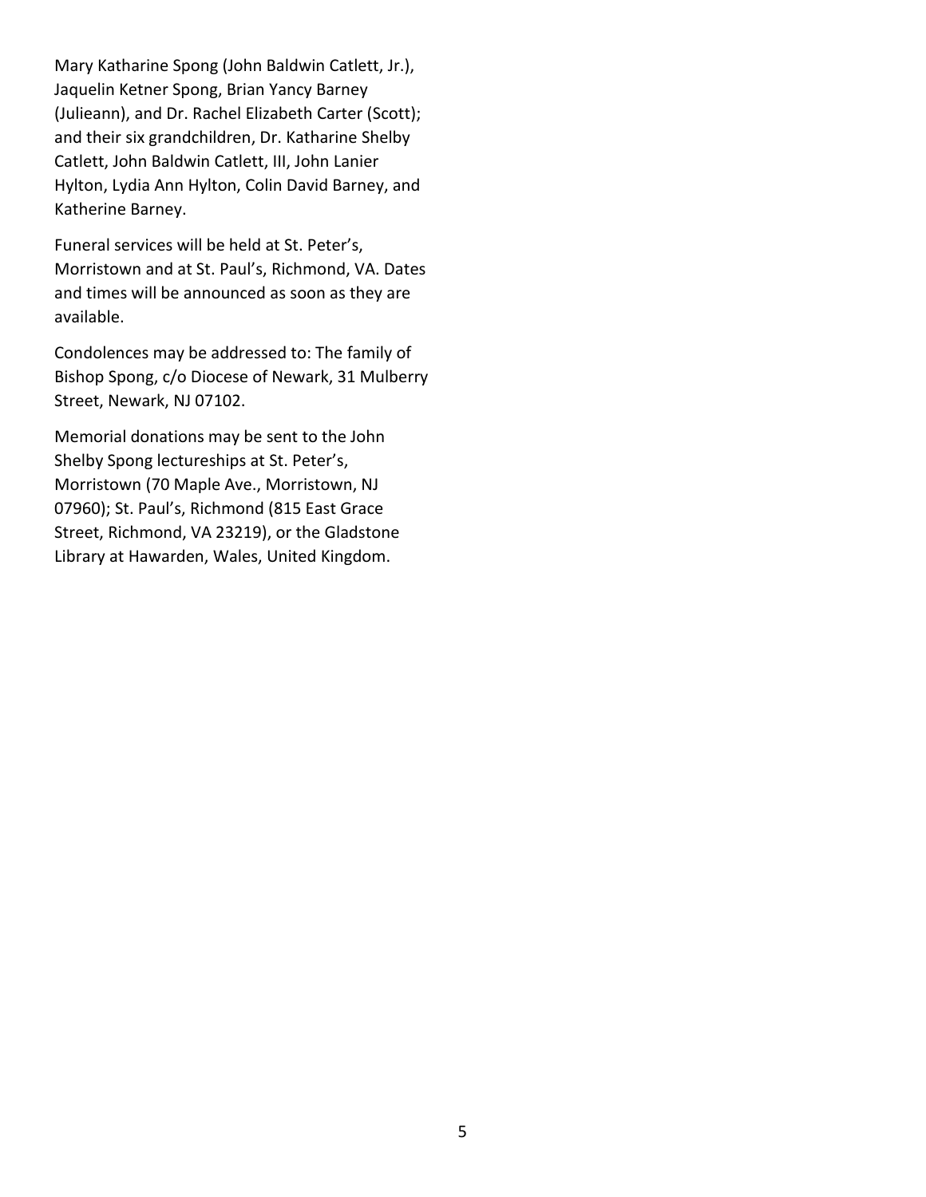Mary Katharine Spong (John Baldwin Catlett, Jr.), Jaquelin Ketner Spong, Brian Yancy Barney (Julieann), and Dr. Rachel Elizabeth Carter (Scott); and their six grandchildren, Dr. Katharine Shelby Catlett, John Baldwin Catlett, III, John Lanier Hylton, Lydia Ann Hylton, Colin David Barney, and Katherine Barney.

Funeral services will be held at St. Peter's, Morristown and at St. Paul's, Richmond, VA. Dates and times will be announced as soon as they are available.

Condolences may be addressed to: The family of Bishop Spong, c/o Diocese of Newark, 31 Mulberry Street, Newark, NJ 07102.

Memorial donations may be sent to the John Shelby Spong lectureships at St. Peter's, Morristown (70 Maple Ave., Morristown, NJ 07960); St. Paul's, Richmond (815 East Grace Street, Richmond, VA 23219), or the Gladstone Library at Hawarden, Wales, United Kingdom.